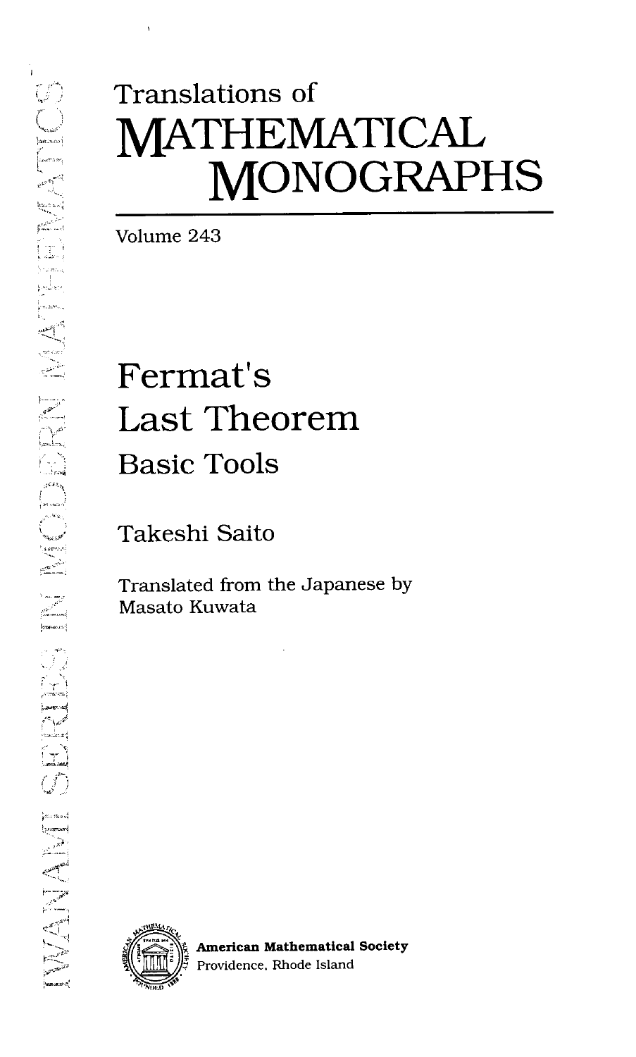Translations of

# MATHEMATICAL MONOGRAPHS

Volume 243

# Fermat's Last Theorem

## Basic Tools

Takeshi Saito

Translated from the Japanese by
Masato Kuwata

IWANAMI SERIES IN MODERN MATHEMATICS

**American Mathematical Society**
Providence, Rhode Island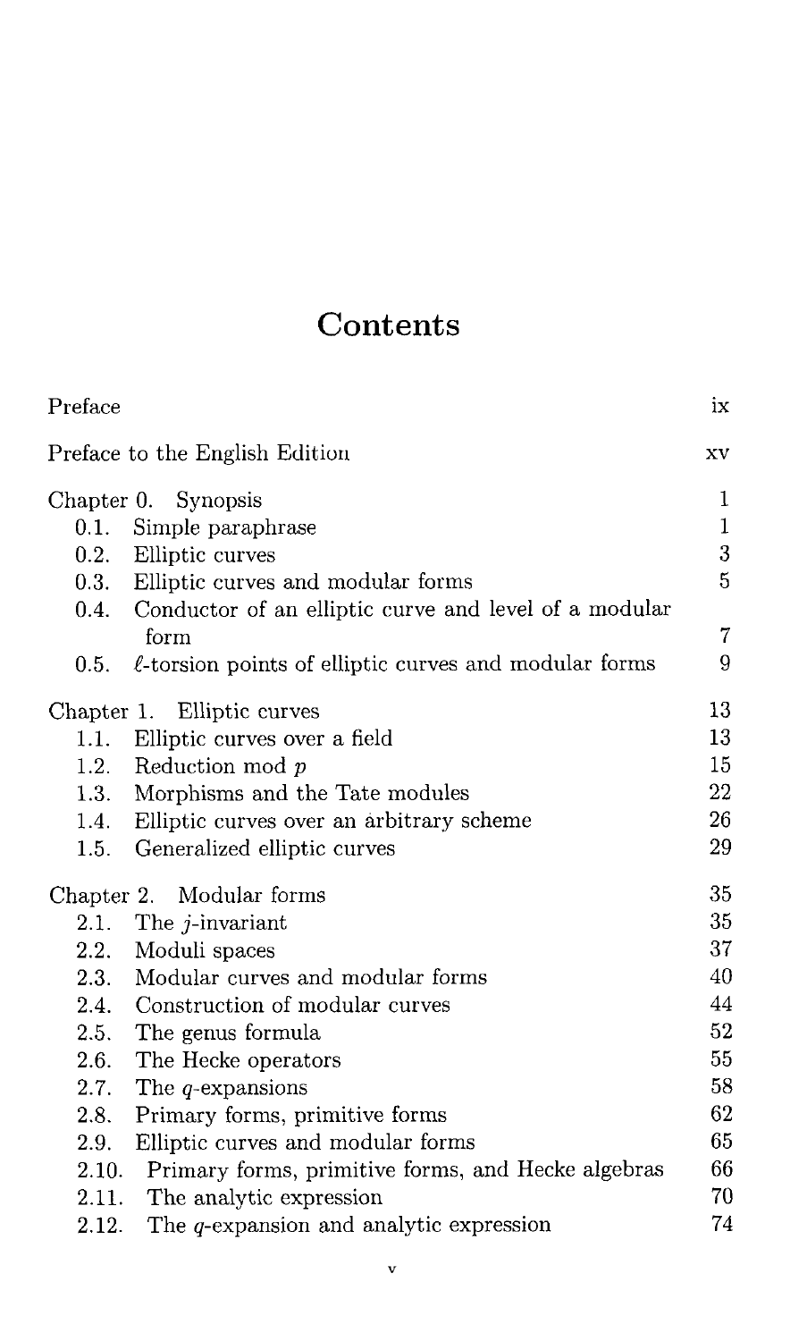# Contents

| | |
|---|---|
| Preface | ix |
| Preface to the English Edition | xv |
| Chapter 0. Synopsis | 1 |
| 0.1. Simple paraphrase | 1 |
| 0.2. Elliptic curves | 3 |
| 0.3. Elliptic curves and modular forms | 5 |
| 0.4. Conductor of an elliptic curve and level of a modular form | 7 |
| 0.5. $\ell$-torsion points of elliptic curves and modular forms | 9 |
| Chapter 1. Elliptic curves | 13 |
| 1.1. Elliptic curves over a field | 13 |
| 1.2. Reduction mod $p$ | 15 |
| 1.3. Morphisms and the Tate modules | 22 |
| 1.4. Elliptic curves over an arbitrary scheme | 26 |
| 1.5. Generalized elliptic curves | 29 |
| Chapter 2. Modular forms | 35 |
| 2.1. The $j$-invariant | 35 |
| 2.2. Moduli spaces | 37 |
| 2.3. Modular curves and modular forms | 40 |
| 2.4. Construction of modular curves | 44 |
| 2.5. The genus formula | 52 |
| 2.6. The Hecke operators | 55 |
| 2.7. The $q$-expansions | 58 |
| 2.8. Primary forms, primitive forms | 62 |
| 2.9. Elliptic curves and modular forms | 65 |
| 2.10. Primary forms, primitive forms, and Hecke algebras | 66 |
| 2.11. The analytic expression | 70 |
| 2.12. The $q$-expansion and analytic expression | 74 |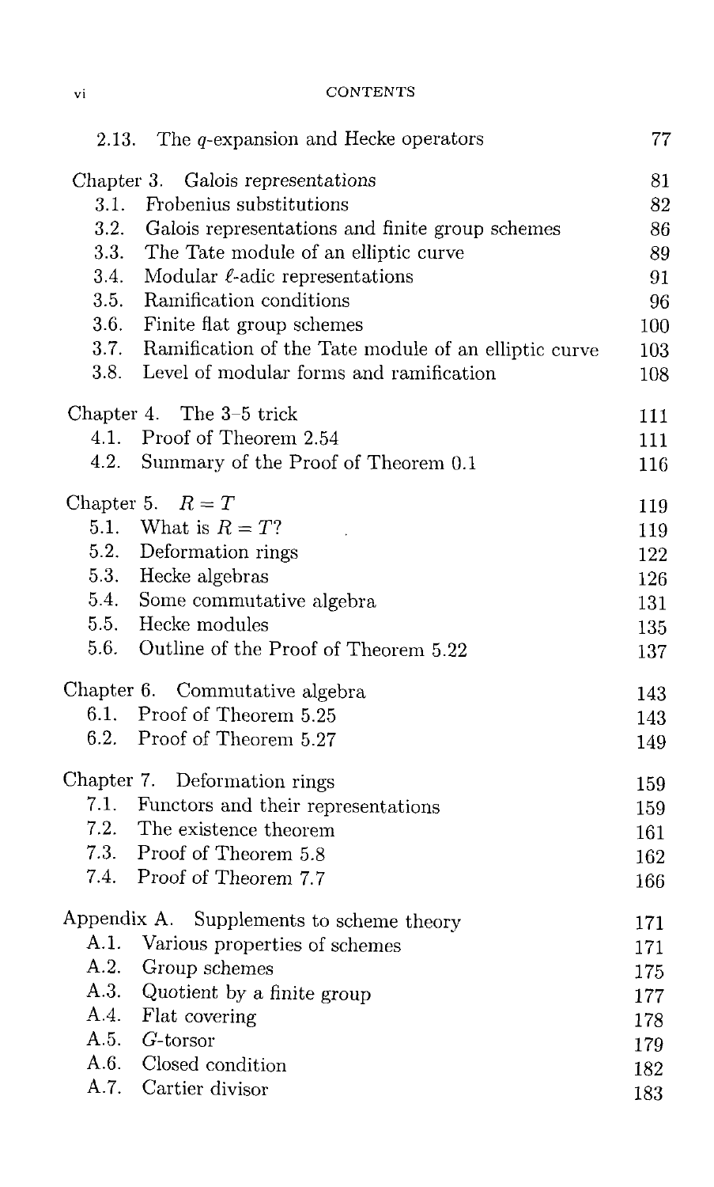2.13. The $q$-expansion and Hecke operators 77

Chapter 3. Galois representations 81

- 3.1. Frobenius substitutions 82
- 3.2. Galois representations and finite group schemes 86
- 3.3. The Tate module of an elliptic curve 89
- 3.4. Modular $\ell$-adic representations 91
- 3.5. Ramification conditions 96
- 3.6. Finite flat group schemes 100
- 3.7. Ramification of the Tate module of an elliptic curve 103
- 3.8. Level of modular forms and ramification 108

Chapter 4. The 3–5 trick 111

- 4.1. Proof of Theorem 2.54 111
- 4.2. Summary of the Proof of Theorem 0.1 116

Chapter 5. $R = T$ 119

- 5.1. What is $R = T$? 119
- 5.2. Deformation rings 122
- 5.3. Hecke algebras 126
- 5.4. Some commutative algebra 131
- 5.5. Hecke modules 135
- 5.6. Outline of the Proof of Theorem 5.22 137

Chapter 6. Commutative algebra 143

- 6.1. Proof of Theorem 5.25 143
- 6.2. Proof of Theorem 5.27 149

Chapter 7. Deformation rings 159

- 7.1. Functors and their representations 159
- 7.2. The existence theorem 161
- 7.3. Proof of Theorem 5.8 162
- 7.4. Proof of Theorem 7.7 166

Appendix A. Supplements to scheme theory 171

- A.1. Various properties of schemes 171
- A.2. Group schemes 175
- A.3. Quotient by a finite group 177
- A.4. Flat covering 178
- A.5. $G$-torsor 179
- A.6. Closed condition 182
- A.7. Cartier divisor 183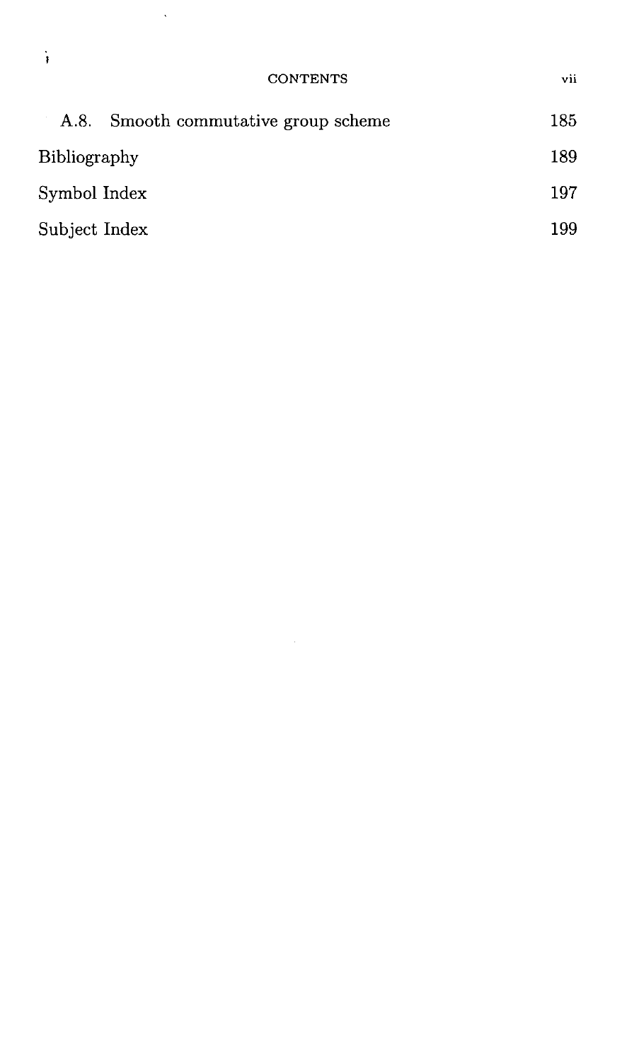A.8. Smooth commutative group scheme 185

Bibliography 189

Symbol Index 197

Subject Index 199